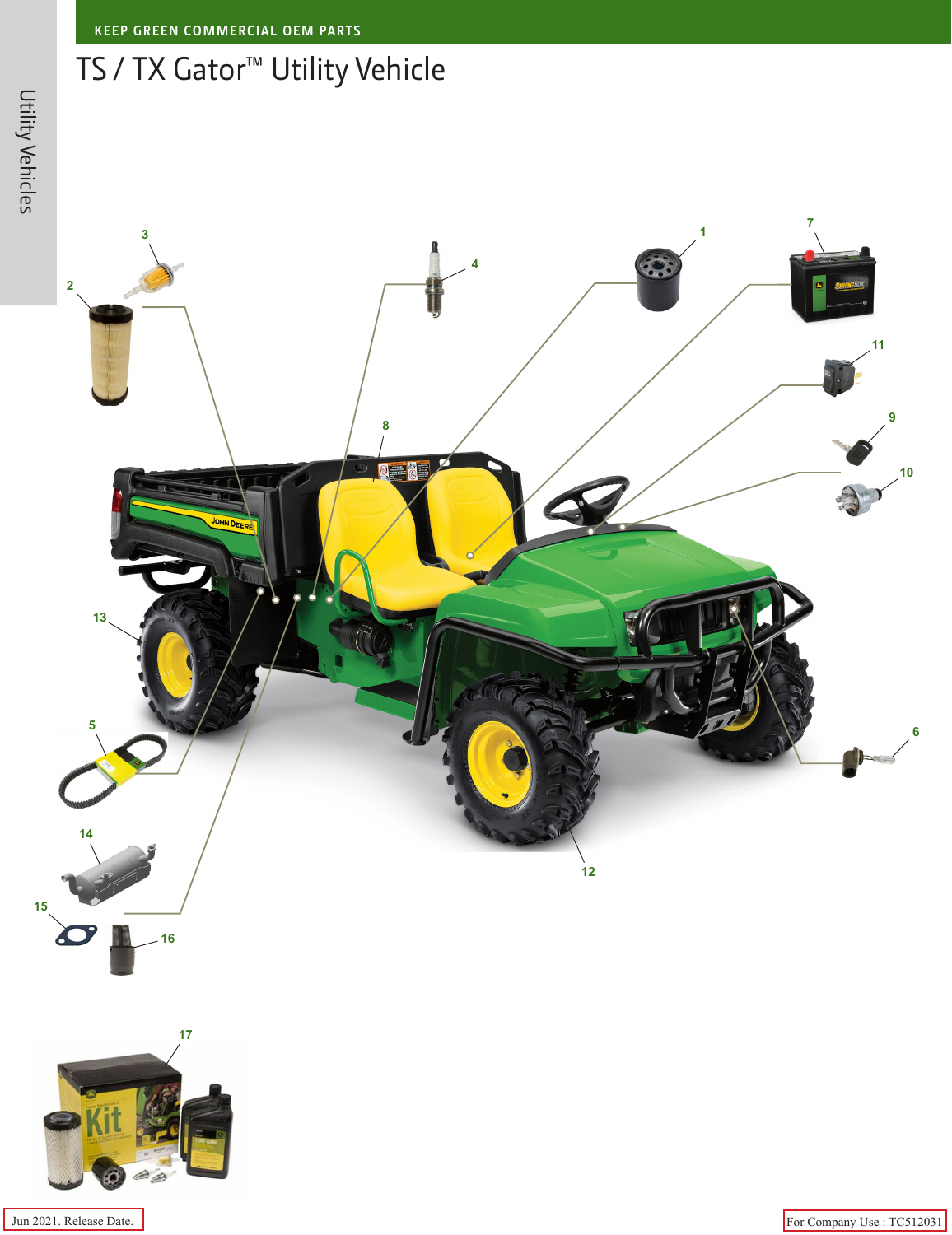KEEP GREEN COMMERCIAL OEM PARTS

# TS / TX Gator™ Utility Vehicle

Utility Vehicles

3

2

4

1

7

11

8

9

10

13

5

6

14

12

15

16

17

Jun 2021. Release Date.

For Company Use : TC512031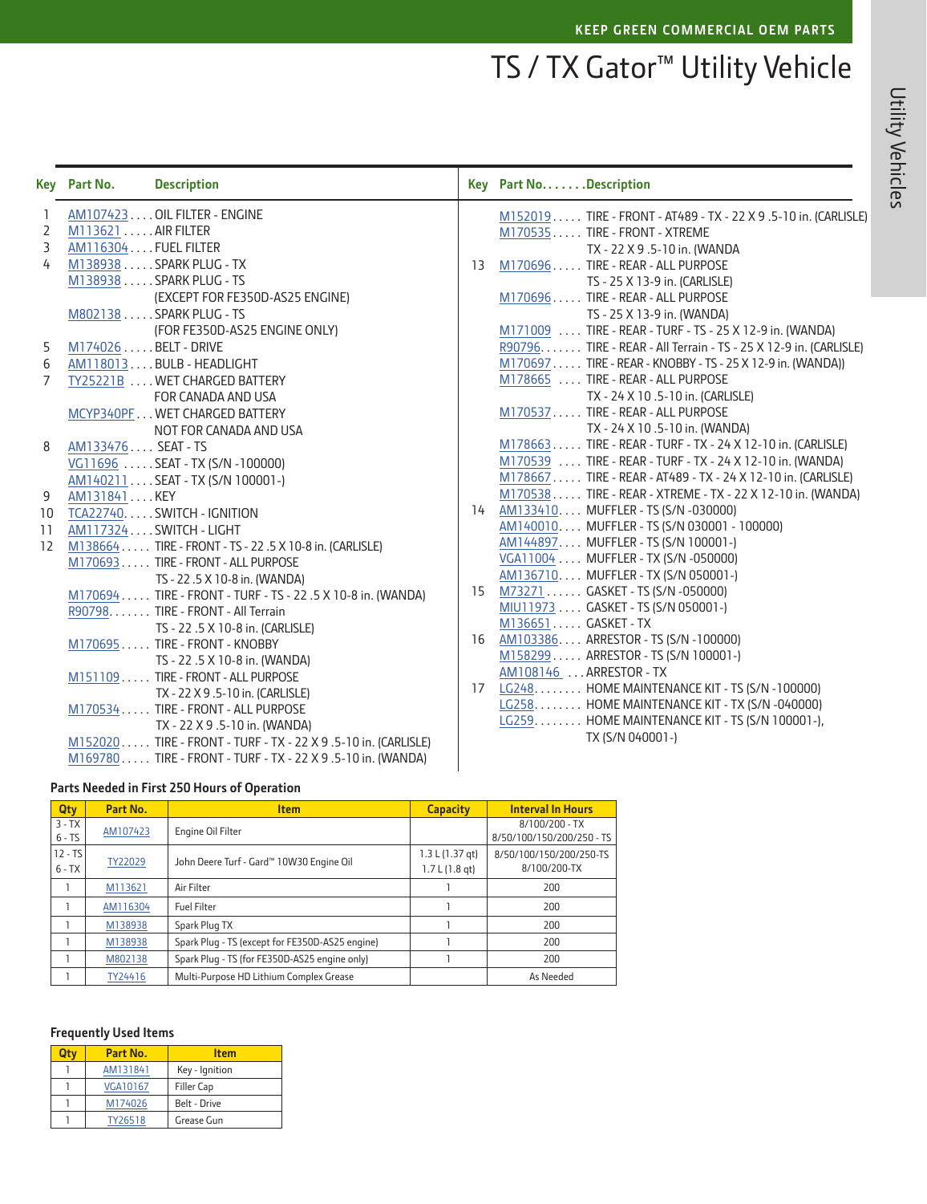KEEP GREEN COMMERCIAL OEM PARTS

# TS / TX Gator™ Utility Vehicle

Utility Vehicles

| Key | Part No. | Description |
|---|---|---|
| 1 | AM107423 | OIL FILTER - ENGINE |
| 2 | M113621 | AIR FILTER |
| 3 | AM116304 | FUEL FILTER |
| 4 | M138938 | SPARK PLUG - TX |
| | M138938 | SPARK PLUG - TS (EXCEPT FOR FE350D-AS25 ENGINE) |
| | M802138 | SPARK PLUG - TS (FOR FE350D-AS25 ENGINE ONLY) |
| 5 | M174026 | BELT - DRIVE |
| 6 | AM118013 | BULB - HEADLIGHT |
| 7 | TY25221B | WET CHARGED BATTERY FOR CANADA AND USA |
| | MCYP340PF | WET CHARGED BATTERY NOT FOR CANADA AND USA |
| 8 | AM133476 | SEAT - TS |
| | VG11696 | SEAT - TX (S/N -100000) |
| | AM140211 | SEAT - TX (S/N 100001-) |
| 9 | AM131841 | KEY |
| 10 | TCA22740 | SWITCH - IGNITION |
| 11 | AM117324 | SWITCH - LIGHT |
| 12 | M138664 | TIRE - FRONT - TS - 22 .5 X 10-8 in. (CARLISLE) |
| | M170693 | TIRE - FRONT - ALL PURPOSE TS - 22 .5 X 10-8 in. (WANDA) |
| | M170694 | TIRE - FRONT - TURF - TS - 22 .5 X 10-8 in. (WANDA) |
| | R90798 | TIRE - FRONT - All Terrain TS - 22 .5 X 10-8 in. (CARLISLE) |
| | M170695 | TIRE - FRONT - KNOBBY TS - 22 .5 X 10-8 in. (WANDA) |
| | M151109 | TIRE - FRONT - ALL PURPOSE TX - 22 X 9 .5-10 in. (CARLISLE) |
| | M170534 | TIRE - FRONT - ALL PURPOSE TX - 22 X 9 .5-10 in. (WANDA) |
| | M152020 | TIRE - FRONT - TURF - TX - 22 X 9 .5-10 in. (CARLISLE) |
| | M169780 | TIRE - FRONT - TURF - TX - 22 X 9 .5-10 in. (WANDA) |
| | M152019 | TIRE - FRONT - AT489 - TX - 22 X 9 .5-10 in. (CARLISLE) |
| | M170535 | TIRE - FRONT - XTREME TX - 22 X 9 .5-10 in. (WANDA |
| 13 | M170696 | TIRE - REAR - ALL PURPOSE TS - 25 X 13-9 in. (CARLISLE) |
| | M170696 | TIRE - REAR - ALL PURPOSE TS - 25 X 13-9 in. (WANDA) |
| | M171009 | TIRE - REAR - TURF - TS - 25 X 12-9 in. (WANDA) |
| | R90796 | TIRE - REAR - All Terrain - TS - 25 X 12-9 in. (CARLISLE) |
| | M170697 | TIRE - REAR - KNOBBY - TS - 25 X 12-9 in. (WANDA)) |
| | M178665 | TIRE - REAR - ALL PURPOSE TX - 24 X 10 .5-10 in. (CARLISLE) |
| | M170537 | TIRE - REAR - ALL PURPOSE TX - 24 X 10 .5-10 in. (WANDA) |
| | M178663 | TIRE - REAR - TURF - TX - 24 X 12-10 in. (CARLISLE) |
| | M170539 | TIRE - REAR - TURF - TX - 24 X 12-10 in. (WANDA) |
| | M178667 | TIRE - REAR - AT489 - TX - 24 X 12-10 in. (CARLISLE) |
| | M170538 | TIRE - REAR - XTREME - TX - 22 X 12-10 in. (WANDA) |
| 14 | AM133410 | MUFFLER - TS (S/N -030000) |
| | AM140010 | MUFFLER - TS (S/N 030001 - 100000) |
| | AM144897 | MUFFLER - TS (S/N 100001-) |
| | VGA11004 | MUFFLER - TX (S/N -050000) |
| | AM136710 | MUFFLER - TX (S/N 050001-) |
| 15 | M73271 | GASKET - TS (S/N -050000) |
| | MIU11973 | GASKET - TS (S/N 050001-) |
| | M136651 | GASKET - TX |
| 16 | AM103386 | ARRESTOR - TS (S/N -100000) |
| | M158299 | ARRESTOR - TS (S/N 100001-) |
| | AM108146 | ARRESTOR - TX |
| 17 | LG248 | HOME MAINTENANCE KIT - TS (S/N -100000) |
| | LG258 | HOME MAINTENANCE KIT - TX (S/N -040000) |
| | LG259 | HOME MAINTENANCE KIT - TS (S/N 100001-), TX (S/N 040001-) |

### Parts Needed in First 250 Hours of Operation

| Qty | Part No. | Item | Capacity | Interval In Hours |
|---|---|---|---|---|
| 3 - TX<br>6 - TS | AM107423 | Engine Oil Filter | | 8/100/200 - TX<br>8/50/100/150/200/250 - TS |
| 12 - TS<br>6 - TX | TY22029 | John Deere Turf - Gard™ 10W30 Engine Oil | 1.3 L (1.37 qt)<br>1.7 L (1.8 qt) | 8/50/100/150/200/250-TS<br>8/100/200-TX |
| 1 | M113621 | Air Filter | 1 | 200 |
| 1 | AM116304 | Fuel Filter | 1 | 200 |
| 1 | M138938 | Spark Plug TX | 1 | 200 |
| 1 | M138938 | Spark Plug - TS (except for FE350D-AS25 engine) | 1 | 200 |
| 1 | M802138 | Spark Plug - TS (for FE350D-AS25 engine only) | 1 | 200 |
| 1 | TY24416 | Multi-Purpose HD Lithium Complex Grease | | As Needed |

### Frequently Used Items

| Qty | Part No. | Item |
|---|---|---|
| 1 | AM131841 | Key - Ignition |
| 1 | VGA10167 | Filler Cap |
| 1 | M174026 | Belt - Drive |
| 1 | TY26518 | Grease Gun |